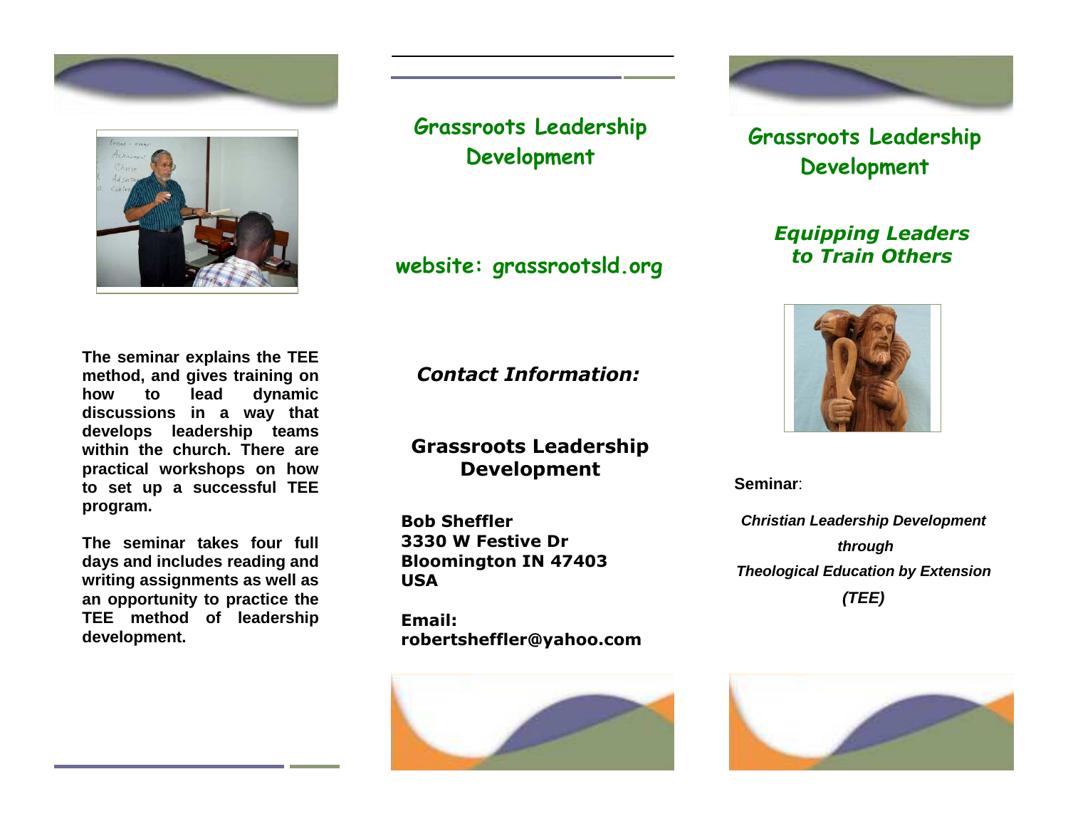The seminar explains the TEE method, and gives training on how to lead dynamic discussions in a way that develops leadership teams within the church. There are practical workshops on how to set up a successful TEE program.

The seminar takes four full days and includes reading and writing assignments as well as an opportunity to practice the TEE method of leadership development.

## Grassroots Leadership Development

**website: grassrootsld.org**

*Contact Information:*

**Grassroots Leadership Development**

**Bob Sheffler**
**3330 W Festive Dr**
**Bloomington IN 47403**
**USA**

**Email:**
**robertsheffler@yahoo.com**

# Grassroots Leadership Development

## *Equipping Leaders to Train Others*

**Seminar**:

***Christian Leadership Development***

***through***

***Theological Education by Extension***

***(TEE)***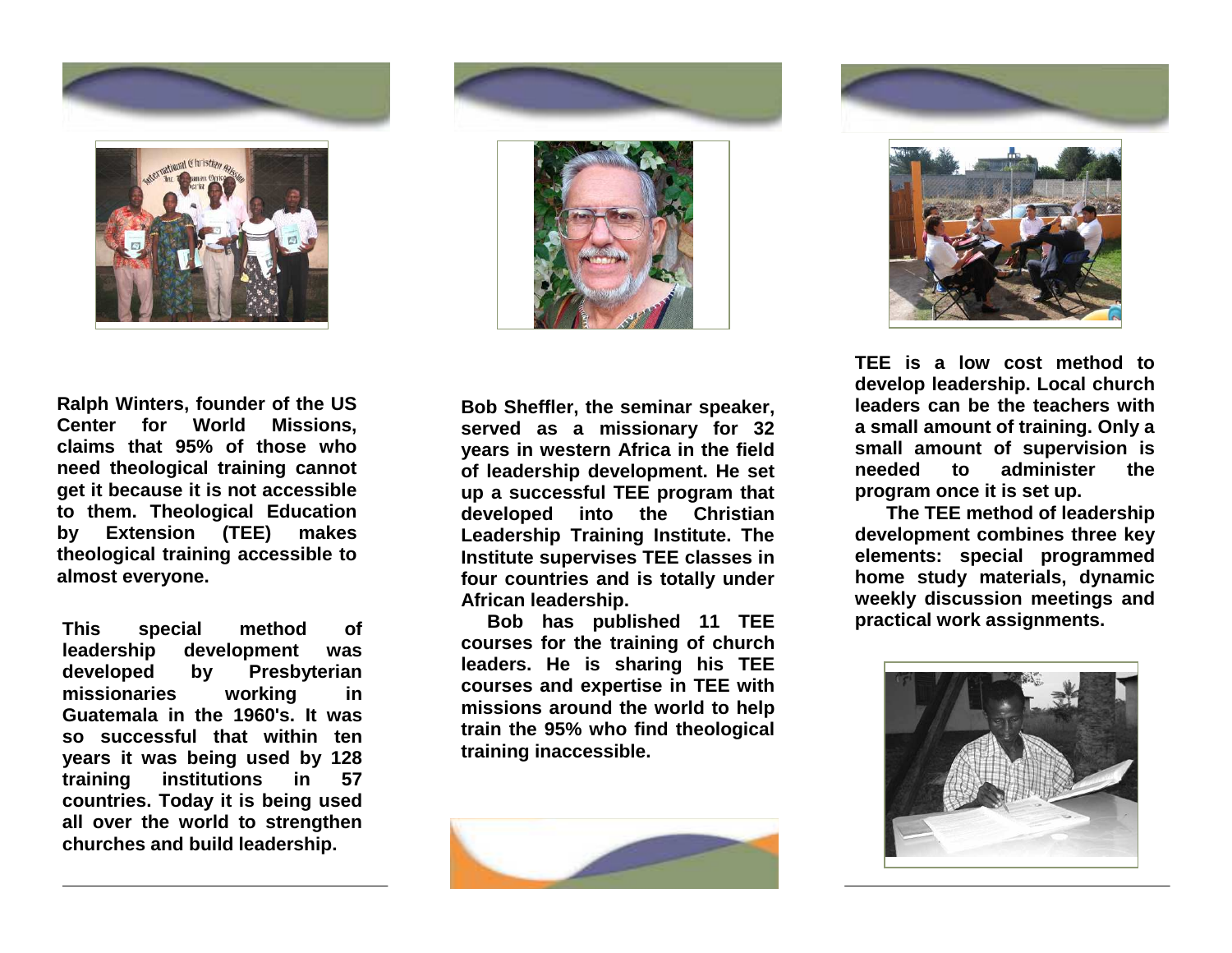**Ralph Winters, founder of the US Center for World Missions, claims that 95% of those who need theological training cannot get it because it is not accessible to them. Theological Education by Extension (TEE) makes theological training accessible to almost everyone.**

**This special method of leadership development was developed by Presbyterian missionaries working in Guatemala in the 1960's. It was so successful that within ten years it was being used by 128 training institutions in 57 countries. Today it is being used all over the world to strengthen churches and build leadership.**

**Bob Sheffler, the seminar speaker, served as a missionary for 32 years in western Africa in the field of leadership development. He set up a successful TEE program that developed into the Christian Leadership Training Institute. The Institute supervises TEE classes in four countries and is totally under African leadership.**

**Bob has published 11 TEE courses for the training of church leaders. He is sharing his TEE courses and expertise in TEE with missions around the world to help train the 95% who find theological training inaccessible.**

**TEE is a low cost method to develop leadership. Local church leaders can be the teachers with a small amount of training. Only a small amount of supervision is needed to administer the program once it is set up.**

**The TEE method of leadership development combines three key elements: special programmed home study materials, dynamic weekly discussion meetings and practical work assignments.**